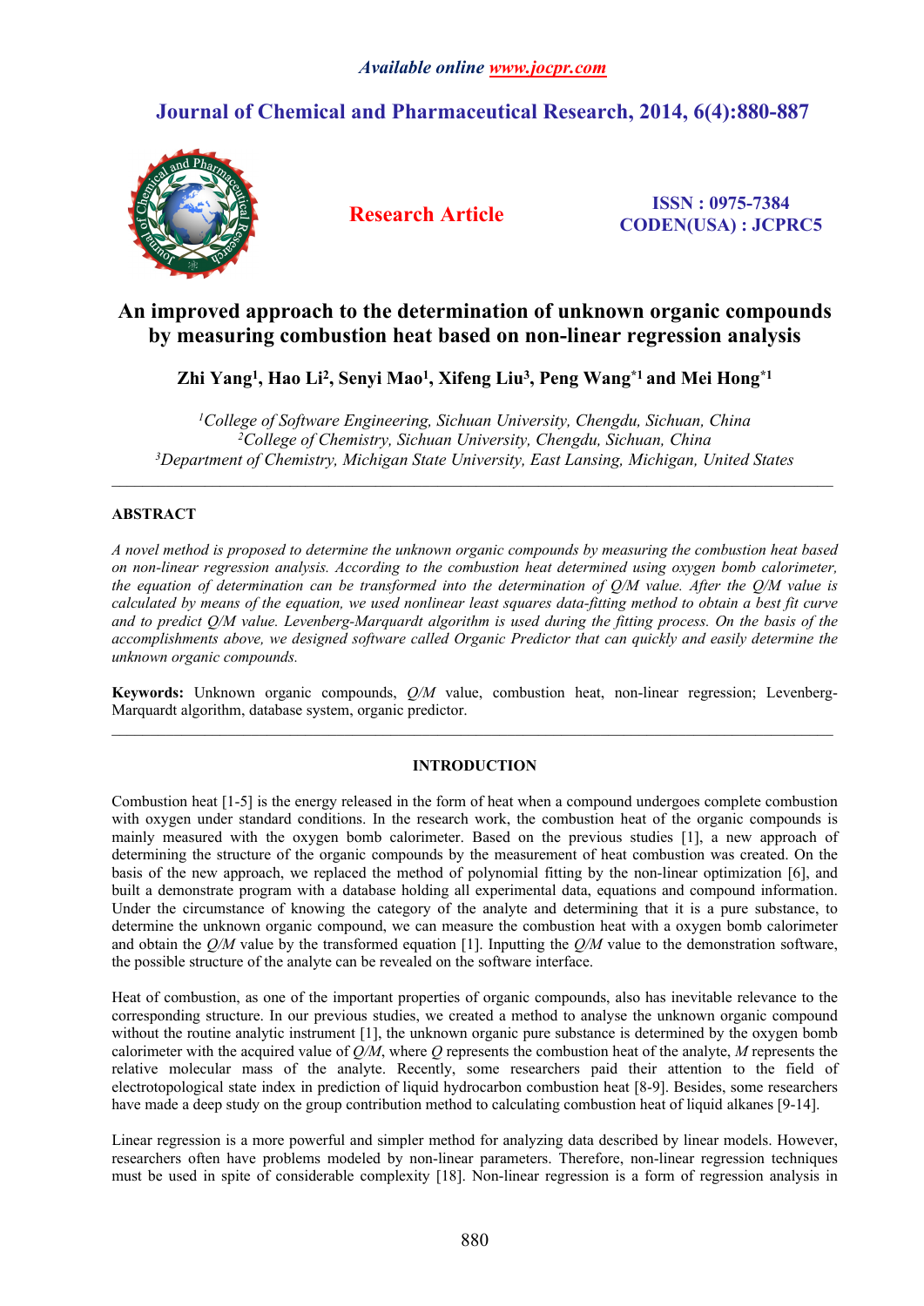# An improved approach to the determination of unknown organic compounds by measuring combustion heat based on non-linear regression analysis

**Zhi Yang[1], Hao Li[2], Senyi Mao[1], Xifeng Liu[3], Peng Wang[*1] and Mei Hong[*1]**

*[1]College of Software Engineering, Sichuan University, Chengdu, Sichuan, China*
*[2]College of Chemistry, Sichuan University, Chengdu, Sichuan, China*
*[3]Department of Chemistry, Michigan State University, East Lansing, Michigan, United States*

---

## ABSTRACT

*A novel method is proposed to determine the unknown organic compounds by measuring the combustion heat based on non-linear regression analysis. According to the combustion heat determined using oxygen bomb calorimeter, the equation of determination can be transformed into the determination of Q/M value. After the Q/M value is calculated by means of the equation, we used nonlinear least squares data-fitting method to obtain a best fit curve and to predict Q/M value. Levenberg-Marquardt algorithm is used during the fitting process. On the basis of the accomplishments above, we designed software called Organic Predictor that can quickly and easily determine the unknown organic compounds.*

**Keywords:** Unknown organic compounds, *Q/M* value, combustion heat, non-linear regression; Levenberg-Marquardt algorithm, database system, organic predictor.

---

## INTRODUCTION

Combustion heat [1-5] is the energy released in the form of heat when a compound undergoes complete combustion with oxygen under standard conditions. In the research work, the combustion heat of the organic compounds is mainly measured with the oxygen bomb calorimeter. Based on the previous studies [1], a new approach of determining the structure of the organic compounds by the measurement of heat combustion was created. On the basis of the new approach, we replaced the method of polynomial fitting by the non-linear optimization [6], and built a demonstrate program with a database holding all experimental data, equations and compound information. Under the circumstance of knowing the category of the analyte and determining that it is a pure substance, to determine the unknown organic compound, we can measure the combustion heat with a oxygen bomb calorimeter and obtain the *Q/M* value by the transformed equation [1]. Inputting the *Q/M* value to the demonstration software, the possible structure of the analyte can be revealed on the software interface.

Heat of combustion, as one of the important properties of organic compounds, also has inevitable relevance to the corresponding structure. In our previous studies, we created a method to analyse the unknown organic compound without the routine analytic instrument [1], the unknown organic pure substance is determined by the oxygen bomb calorimeter with the acquired value of *Q/M*, where *Q* represents the combustion heat of the analyte, *M* represents the relative molecular mass of the analyte. Recently, some researchers paid their attention to the field of electrotopological state index in prediction of liquid hydrocarbon combustion heat [8-9]. Besides, some researchers have made a deep study on the group contribution method to calculating combustion heat of liquid alkanes [9-14].

Linear regression is a more powerful and simpler method for analyzing data described by linear models. However, researchers often have problems modeled by non-linear parameters. Therefore, non-linear regression techniques must be used in spite of considerable complexity [18]. Non-linear regression is a form of regression analysis in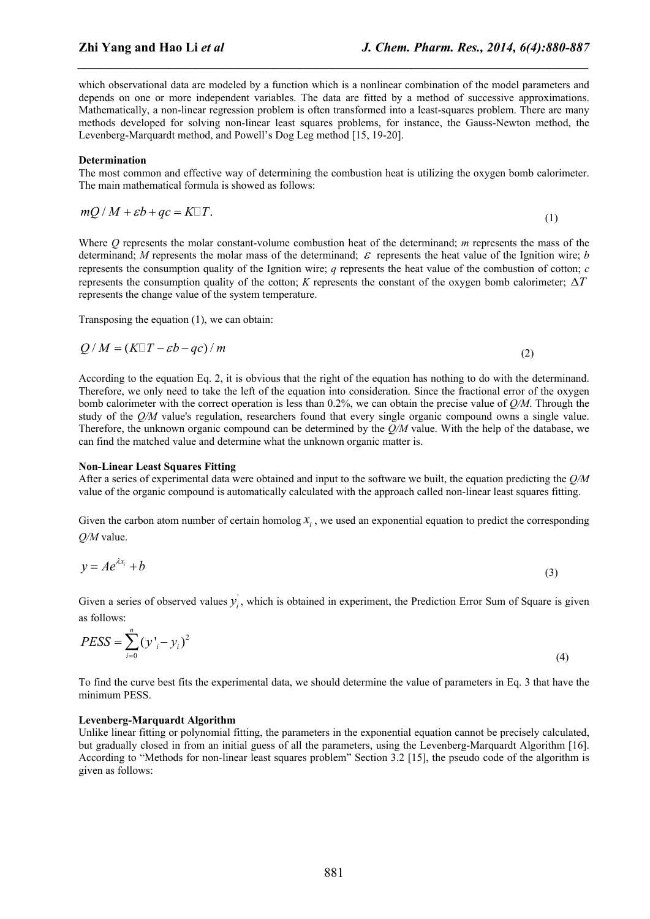which observational data are modeled by a function which is a nonlinear combination of the model parameters and depends on one or more independent variables. The data are fitted by a method of successive approximations. Mathematically, a non-linear regression problem is often transformed into a least-squares problem. There are many methods developed for solving non-linear least squares problems, for instance, the Gauss-Newton method, the Levenberg-Marquardt method, and Powell's Dog Leg method [15, 19-20].

**Determination**

The most common and effective way of determining the combustion heat is utilizing the oxygen bomb calorimeter. The main mathematical formula is showed as follows:

$$mQ / M + \varepsilon b + qc = K\Delta T. \tag{1}$$

Where *Q* represents the molar constant-volume combustion heat of the determinand; *m* represents the mass of the determinand; *M* represents the molar mass of the determinand; $\varepsilon$ represents the heat value of the Ignition wire; *b* represents the consumption quality of the Ignition wire; *q* represents the heat value of the combustion of cotton; *c* represents the consumption quality of the cotton; *K* represents the constant of the oxygen bomb calorimeter; $\Delta T$ represents the change value of the system temperature.

Transposing the equation (1), we can obtain:

$$Q / M = (K\Delta T - \varepsilon b - qc) / m \tag{2}$$

According to the equation Eq. 2, it is obvious that the right of the equation has nothing to do with the determinand. Therefore, we only need to take the left of the equation into consideration. Since the fractional error of the oxygen bomb calorimeter with the correct operation is less than 0.2%, we can obtain the precise value of *Q/M*. Through the study of the *Q/M* value's regulation, researchers found that every single organic compound owns a single value. Therefore, the unknown organic compound can be determined by the *Q/M* value. With the help of the database, we can find the matched value and determine what the unknown organic matter is.

**Non-Linear Least Squares Fitting**

After a series of experimental data were obtained and input to the software we built, the equation predicting the *Q/M* value of the organic compound is automatically calculated with the approach called non-linear least squares fitting.

Given the carbon atom number of certain homolog $x_i$, we used an exponential equation to predict the corresponding *Q/M* value.

$$y = Ae^{\lambda x_i} + b \tag{3}$$

Given a series of observed values $y_i^{'}$, which is obtained in experiment, the Prediction Error Sum of Square is given as follows:

$$PESS = \sum_{i=0}^{n} (y'_i - y_i)^2 \tag{4}$$

To find the curve best fits the experimental data, we should determine the value of parameters in Eq. 3 that have the minimum PESS.

**Levenberg-Marquardt Algorithm**

Unlike linear fitting or polynomial fitting, the parameters in the exponential equation cannot be precisely calculated, but gradually closed in from an initial guess of all the parameters, using the Levenberg-Marquardt Algorithm [16]. According to "Methods for non-linear least squares problem" Section 3.2 [15], the pseudo code of the algorithm is given as follows: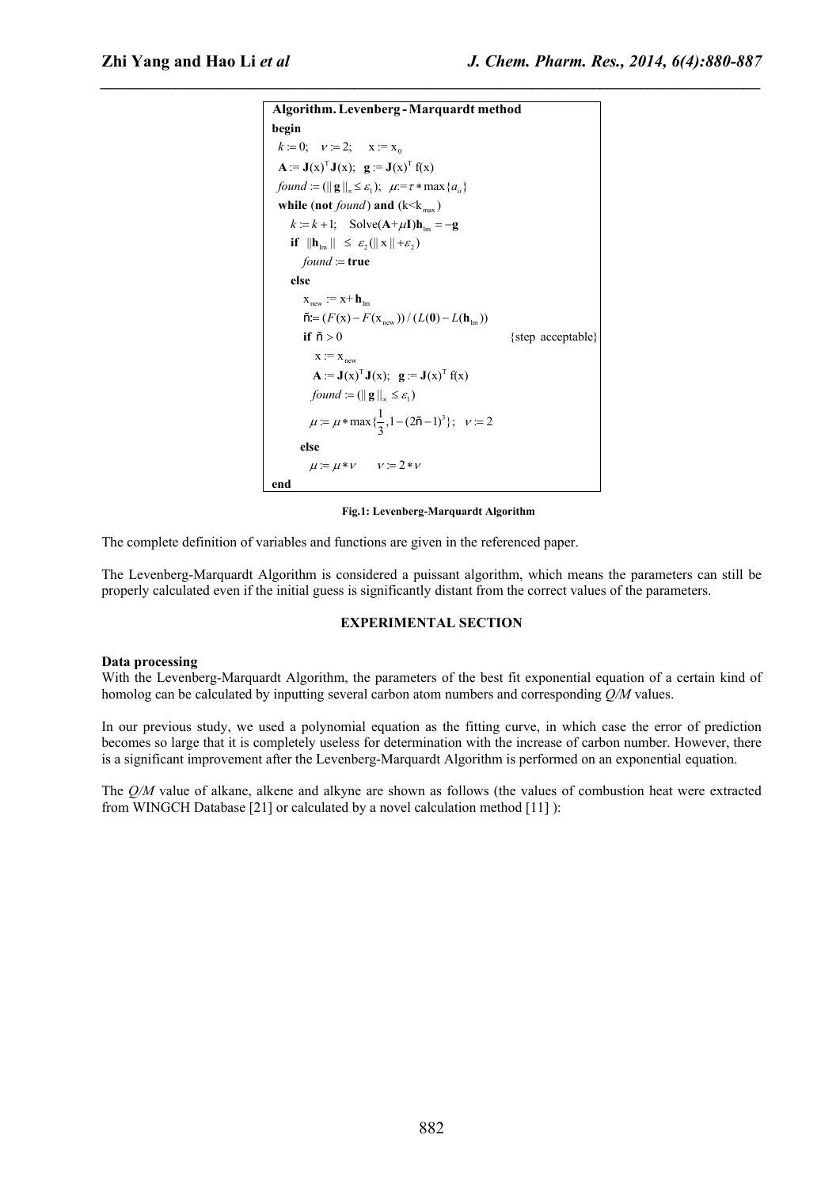```
Algorithm. Levenberg - Marquardt method
begin
  k := 0;   ν := 2;   x := x_0
  A := J(x)^T J(x);   g := J(x)^T f(x)
  found := (||g||_∞ ≤ ε_1);   μ := τ * max{a_ii}
  while (not found) and (k<k_max)
    k := k + 1;   Solve(A+μI)h_lm = −g
    if ||h_lm|| ≤ ε_2(||x|| + ε_2)
      found := true
    else
      x_new := x + h_lm
      ñ := (F(x) − F(x_new)) / (L(0) − L(h_lm))
      if ñ > 0                                  {step acceptable}
        x := x_new
        A := J(x)^T J(x);   g := J(x)^T f(x)
        found := (||g||_∞ ≤ ε_1)
        μ := μ * max{1/3, 1 − (2ñ − 1)^3};   ν := 2
      else
        μ := μ*ν     ν := 2*ν
end
```

**Fig.1: Levenberg-Marquardt Algorithm**

The complete definition of variables and functions are given in the referenced paper.

The Levenberg-Marquardt Algorithm is considered a puissant algorithm, which means the parameters can still be properly calculated even if the initial guess is significantly distant from the correct values of the parameters.

## EXPERIMENTAL SECTION

### Data processing

With the Levenberg-Marquardt Algorithm, the parameters of the best fit exponential equation of a certain kind of homolog can be calculated by inputting several carbon atom numbers and corresponding *Q/M* values.

In our previous study, we used a polynomial equation as the fitting curve, in which case the error of prediction becomes so large that it is completely useless for determination with the increase of carbon number. However, there is a significant improvement after the Levenberg-Marquardt Algorithm is performed on an exponential equation.

The *Q/M* value of alkane, alkene and alkyne are shown as follows (the values of combustion heat were extracted from WINGCH Database [21] or calculated by a novel calculation method [11] ):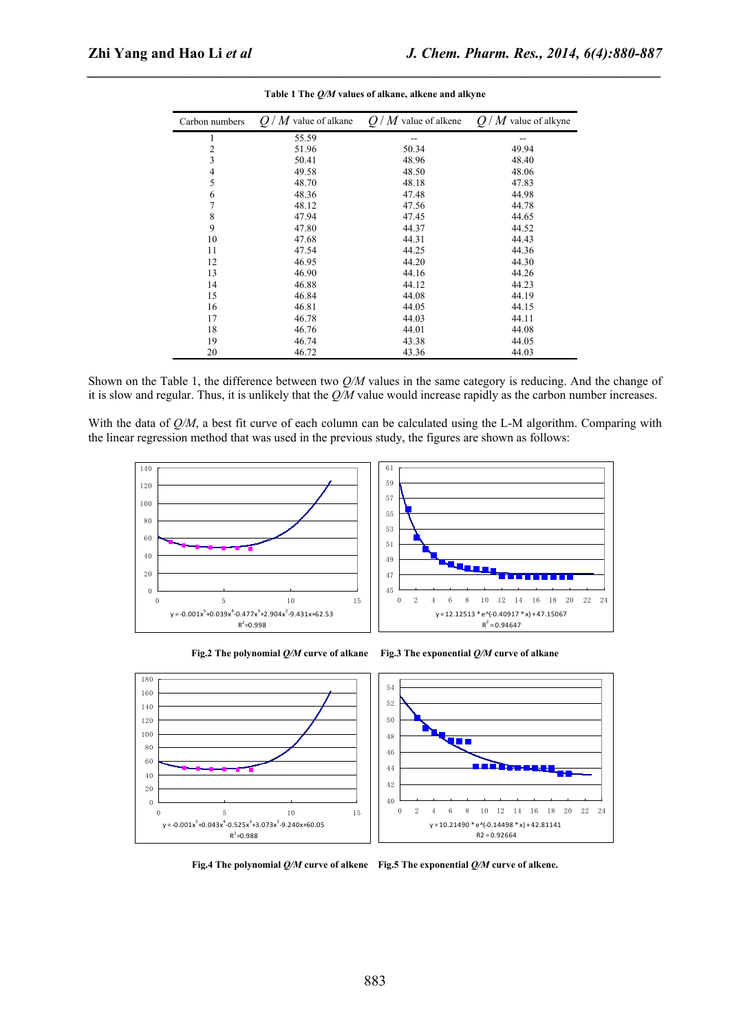**Table 1 The *Q/M* values of alkane, alkene and alkyne**

| Carbon numbers | $Q/M$ value of alkane | $Q/M$ value of alkene | $Q/M$ value of alkyne |
|---|---|---|---|
| 1 | 55.59 | -- | -- |
| 2 | 51.96 | 50.34 | 49.94 |
| 3 | 50.41 | 48.96 | 48.40 |
| 4 | 49.58 | 48.50 | 48.06 |
| 5 | 48.70 | 48.18 | 47.83 |
| 6 | 48.36 | 47.48 | 44.98 |
| 7 | 48.12 | 47.56 | 44.78 |
| 8 | 47.94 | 47.45 | 44.65 |
| 9 | 47.80 | 44.37 | 44.52 |
| 10 | 47.68 | 44.31 | 44.43 |
| 11 | 47.54 | 44.25 | 44.36 |
| 12 | 46.95 | 44.20 | 44.30 |
| 13 | 46.90 | 44.16 | 44.26 |
| 14 | 46.88 | 44.12 | 44.23 |
| 15 | 46.84 | 44.08 | 44.19 |
| 16 | 46.81 | 44.05 | 44.15 |
| 17 | 46.78 | 44.03 | 44.11 |
| 18 | 46.76 | 44.01 | 44.08 |
| 19 | 46.74 | 43.38 | 44.05 |
| 20 | 46.72 | 43.36 | 44.03 |

Shown on the Table 1, the difference between two *Q/M* values in the same category is reducing. And the change of it is slow and regular. Thus, it is unlikely that the *Q/M* value would increase rapidly as the carbon number increases.

With the data of *Q/M*, a best fit curve of each column can be calculated using the L-M algorithm. Comparing with the linear regression method that was used in the previous study, the figures are shown as follows:

$y = -0.001x^5+0.039x^4-0.477x^3+2.904x^2-9.431x+62.53$

$R^2=0.998$

**Fig.2 The polynomial *Q/M* curve of alkane**

$y = 12.12513 * e^{(-0.40917 * x)} + 47.15067$

$R^2 = 0.94647$

**Fig.3 The exponential *Q/M* curve of alkane**

$y = -0.001x^5+0.043x^4-0.525x^3+3.073x^2-9.240x+60.05$

$R^2=0.988$

**Fig.4 The polynomial *Q/M* curve of alkene**

$y = 10.21490 * e^{(-0.14498 * x)} + 42.81141$

R2 = 0.92664

**Fig.5 The exponential *Q/M* curve of alkene.**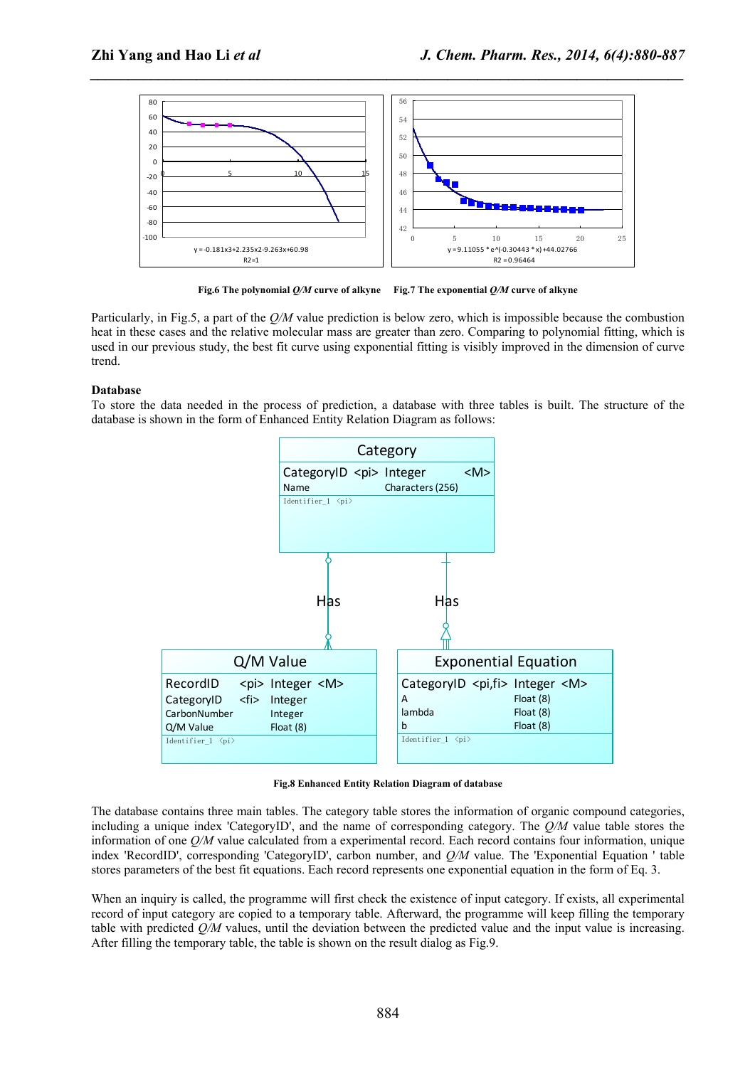Fig.6 The polynomial *Q/M* curve of alkyne    Fig.7 The exponential *Q/M* curve of alkyne

Particularly, in Fig.5, a part of the *Q/M* value prediction is below zero, which is impossible because the combustion heat in these cases and the relative molecular mass are greater than zero. Comparing to polynomial fitting, which is used in our previous study, the best fit curve using exponential fitting is visibly improved in the dimension of curve trend.

**Database**

To store the data needed in the process of prediction, a database with three tables is built. The structure of the database is shown in the form of Enhanced Entity Relation Diagram as follows:

**Fig.8 Enhanced Entity Relation Diagram of database**

The database contains three main tables. The category table stores the information of organic compound categories, including a unique index 'CategoryID', and the name of corresponding category. The *Q/M* value table stores the information of one *Q/M* value calculated from a experimental record. Each record contains four information, unique index 'RecordID', corresponding 'CategoryID', carbon number, and *Q/M* value. The 'Exponential Equation ' table stores parameters of the best fit equations. Each record represents one exponential equation in the form of Eq. 3.

When an inquiry is called, the programme will first check the existence of input category. If exists, all experimental record of input category are copied to a temporary table. Afterward, the programme will keep filling the temporary table with predicted *Q/M* values, until the deviation between the predicted value and the input value is increasing. After filling the temporary table, the table is shown on the result dialog as Fig.9.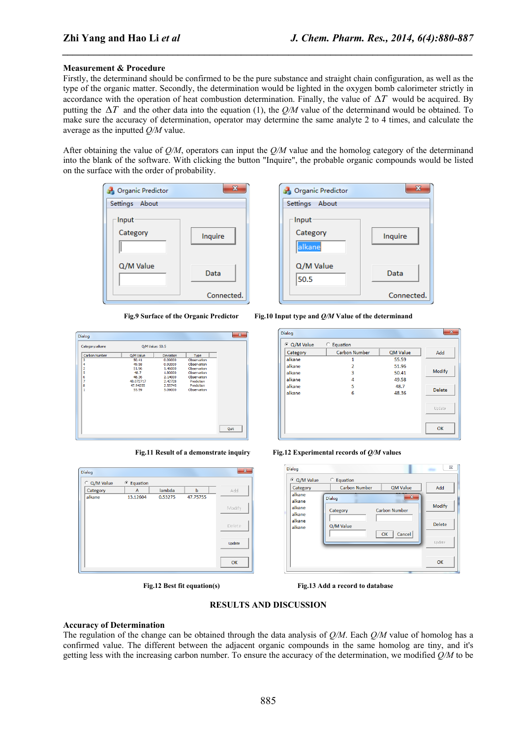### Measurement & Procedure

Firstly, the determinand should be confirmed to be the pure substance and straight chain configuration, as well as the type of the organic matter. Secondly, the determination would be lighted in the oxygen bomb calorimeter strictly in accordance with the operation of heat combustion determination. Finally, the value of $\Delta T$ would be acquired. By putting the $\Delta T$ and the other data into the equation (1), the *Q/M* value of the determinand would be obtained. To make sure the accuracy of determination, operator may determine the same analyte 2 to 4 times, and calculate the average as the inputted *Q/M* value.

After obtaining the value of *Q/M*, operators can input the *Q/M* value and the homolog category of the determinand into the blank of the software. With clicking the button "Inquire", the probable organic compounds would be listed on the surface with the order of probability.

**Fig.9 Surface of the Organic Predictor**

**Fig.10 Input type and *Q/M* Value of the determinand**

**Fig.11 Result of a demonstrate inquiry**

**Fig.12 Experimental records of *Q/M* values**

**Fig.12 Best fit equation(s)**

**Fig.13 Add a record to database**

## RESULTS AND DISCUSSION

### Accuracy of Determination

The regulation of the change can be obtained through the data analysis of *Q/M*. Each *Q/M* value of homolog has a confirmed value. The different between the adjacent organic compounds in the same homolog are tiny, and it's getting less with the increasing carbon number. To ensure the accuracy of the determination, we modified *Q/M* to be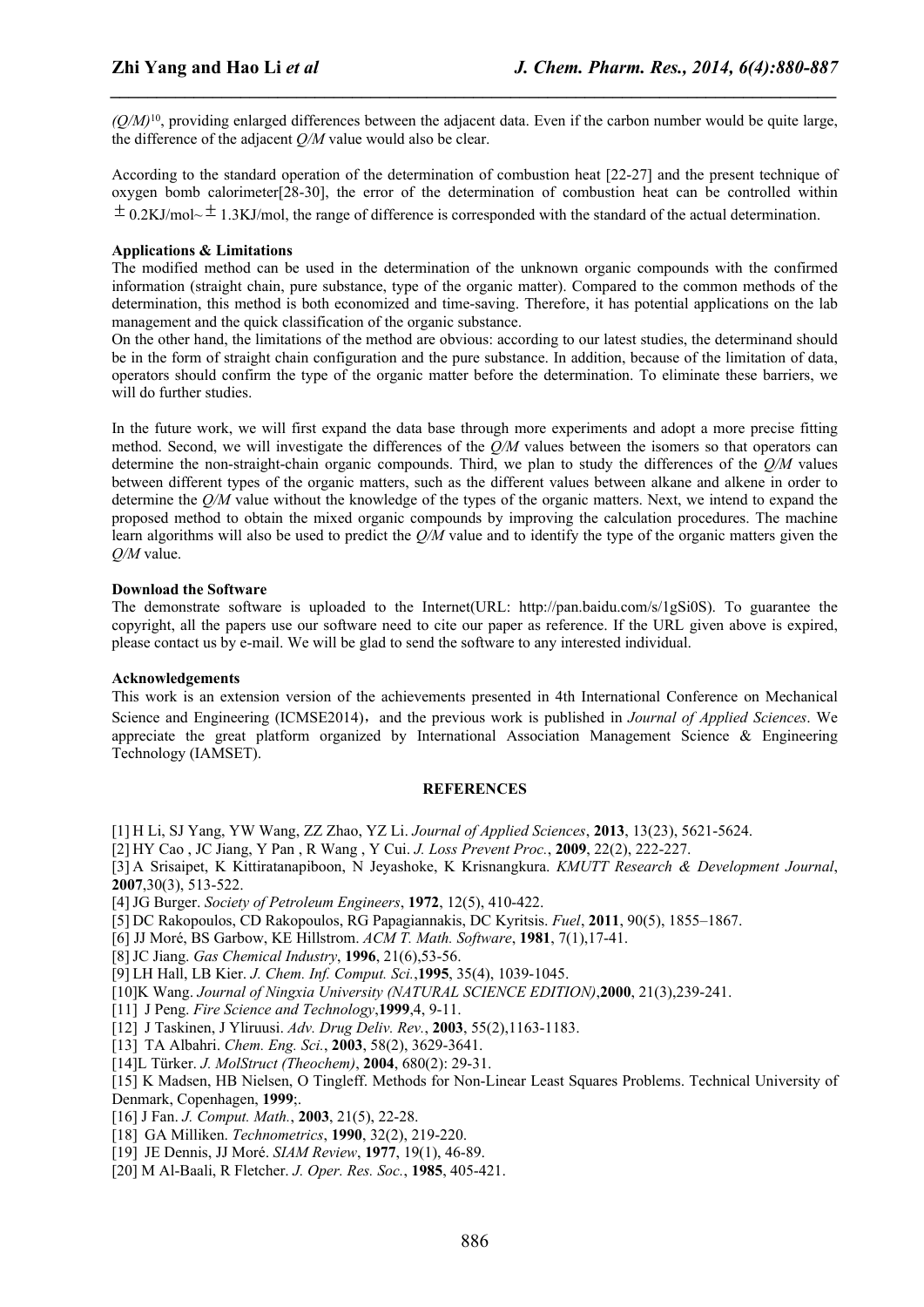$(Q/M)^{10}$, providing enlarged differences between the adjacent data. Even if the carbon number would be quite large, the difference of the adjacent *Q/M* value would also be clear.

According to the standard operation of the determination of combustion heat [22-27] and the present technique of oxygen bomb calorimeter[28-30], the error of the determination of combustion heat can be controlled within $\pm$0.2KJ/mol~$\pm$1.3KJ/mol, the range of difference is corresponded with the standard of the actual determination.

**Applications & Limitations**

The modified method can be used in the determination of the unknown organic compounds with the confirmed information (straight chain, pure substance, type of the organic matter). Compared to the common methods of the determination, this method is both economized and time-saving. Therefore, it has potential applications on the lab management and the quick classification of the organic substance.

On the other hand, the limitations of the method are obvious: according to our latest studies, the determinand should be in the form of straight chain configuration and the pure substance. In addition, because of the limitation of data, operators should confirm the type of the organic matter before the determination. To eliminate these barriers, we will do further studies.

In the future work, we will first expand the data base through more experiments and adopt a more precise fitting method. Second, we will investigate the differences of the *Q/M* values between the isomers so that operators can determine the non-straight-chain organic compounds. Third, we plan to study the differences of the *Q/M* values between different types of the organic matters, such as the different values between alkane and alkene in order to determine the *Q/M* value without the knowledge of the types of the organic matters. Next, we intend to expand the proposed method to obtain the mixed organic compounds by improving the calculation procedures. The machine learn algorithms will also be used to predict the *Q/M* value and to identify the type of the organic matters given the *Q/M* value.

**Download the Software**

The demonstrate software is uploaded to the Internet(URL: http://pan.baidu.com/s/1gSi0S). To guarantee the copyright, all the papers use our software need to cite our paper as reference. If the URL given above is expired, please contact us by e-mail. We will be glad to send the software to any interested individual.

**Acknowledgements**

This work is an extension version of the achievements presented in 4th International Conference on Mechanical Science and Engineering (ICMSE2014), and the previous work is published in *Journal of Applied Sciences*. We appreciate the great platform organized by International Association Management Science & Engineering Technology (IAMSET).

## REFERENCES

[1] H Li, SJ Yang, YW Wang, ZZ Zhao, YZ Li. *Journal of Applied Sciences*, **2013**, 13(23), 5621-5624.

[2] HY Cao , JC Jiang, Y Pan , R Wang , Y Cui. *J. Loss Prevent Proc.*, **2009**, 22(2), 222-227.

[3] A Srisaipet, K Kittiratanapiboon, N Jeyashoke, K Krisnangkura. *KMUTT Research & Development Journal*, **2007**,30(3), 513-522.

[4] JG Burger. *Society of Petroleum Engineers*, **1972**, 12(5), 410-422.

[5] DC Rakopoulos, CD Rakopoulos, RG Papagiannakis, DC Kyritsis. *Fuel*, **2011**, 90(5), 1855–1867.

[6] JJ Moré, BS Garbow, KE Hillstrom. *ACM T. Math. Software*, **1981**, 7(1),17-41.

[8] JC Jiang. *Gas Chemical Industry*, **1996**, 21(6),53-56.

[9] LH Hall, LB Kier. *J. Chem. Inf. Comput. Sci.*,**1995**, 35(4), 1039-1045.

[10]K Wang. *Journal of Ningxia University (NATURAL SCIENCE EDITION)*,**2000**, 21(3),239-241.

[11] J Peng. *Fire Science and Technology*,**1999**,4, 9-11.

[12] J Taskinen, J Yliruusi. *Adv. Drug Deliv. Rev.*, **2003**, 55(2),1163-1183.

[13] TA Albahri. *Chem. Eng. Sci.*, **2003**, 58(2), 3629-3641.

[14]L Türker. *J. MolStruct (Theochem)*, **2004**, 680(2): 29-31.

[15] K Madsen, HB Nielsen, O Tingleff. Methods for Non-Linear Least Squares Problems. Technical University of Denmark, Copenhagen, **1999**;.

[16] J Fan. *J. Comput. Math.*, **2003**, 21(5), 22-28.

[18] GA Milliken. *Technometrics*, **1990**, 32(2), 219-220.

[19] JE Dennis, JJ Moré. *SIAM Review*, **1977**, 19(1), 46-89.

[20] M Al-Baali, R Fletcher. *J. Oper. Res. Soc.*, **1985**, 405-421.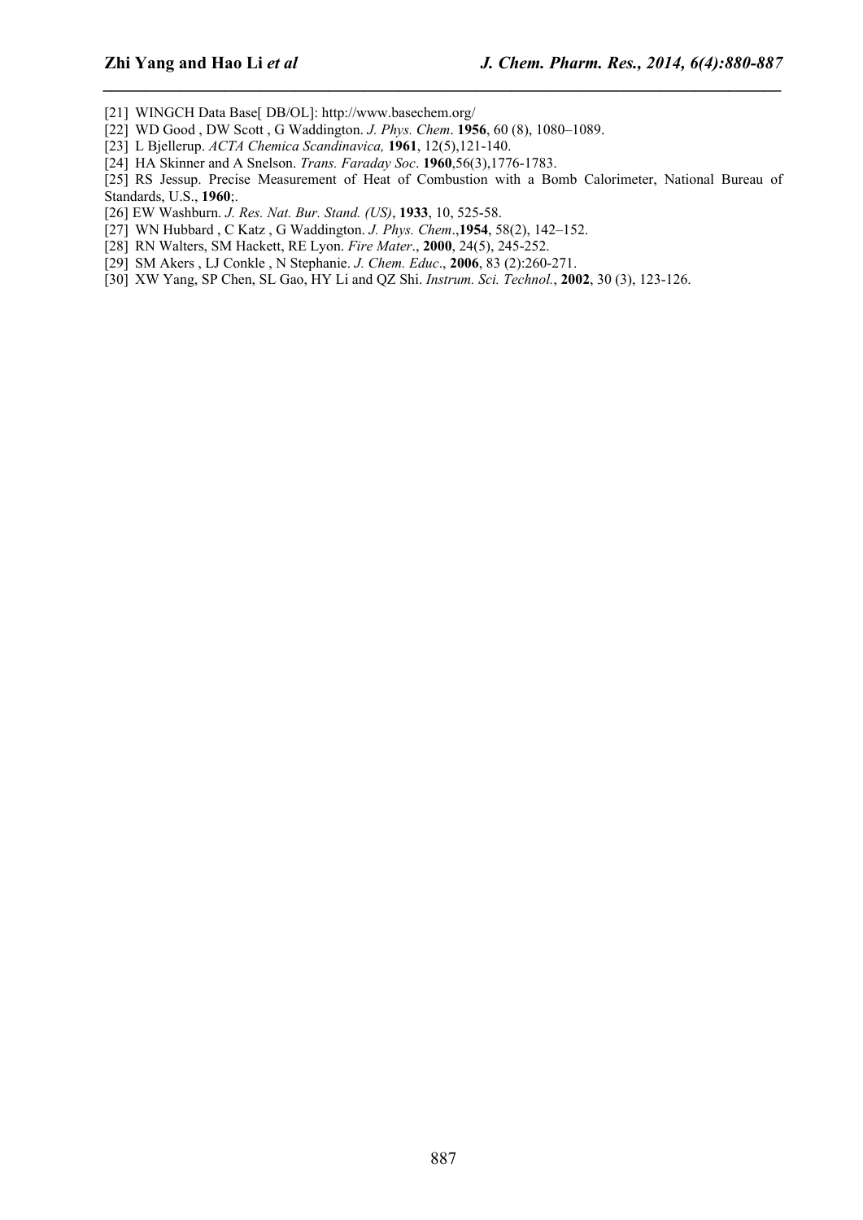[21] WINGCH Data Base[ DB/OL]: http://www.basechem.org/

[22] WD Good , DW Scott , G Waddington. *J. Phys. Chem*. **1956**, 60 (8), 1080–1089.

[23] L Bjellerup. *ACTA Chemica Scandinavica,* **1961**, 12(5),121-140.

[24] HA Skinner and A Snelson. *Trans. Faraday Soc*. **1960**,56(3),1776-1783.

[25] RS Jessup. Precise Measurement of Heat of Combustion with a Bomb Calorimeter, National Bureau of Standards, U.S., **1960**;.

[26] EW Washburn. *J. Res. Nat. Bur. Stand. (US)*, **1933**, 10, 525-58.

[27] WN Hubbard , C Katz , G Waddington. *J. Phys. Chem*.,**1954**, 58(2), 142–152.

[28] RN Walters, SM Hackett, RE Lyon. *Fire Mater*., **2000**, 24(5), 245-252.

[29] SM Akers , LJ Conkle , N Stephanie. *J. Chem. Educ*., **2006**, 83 (2):260-271.

[30] XW Yang, SP Chen, SL Gao, HY Li and QZ Shi. *Instrum. Sci. Technol.*, **2002**, 30 (3), 123-126.